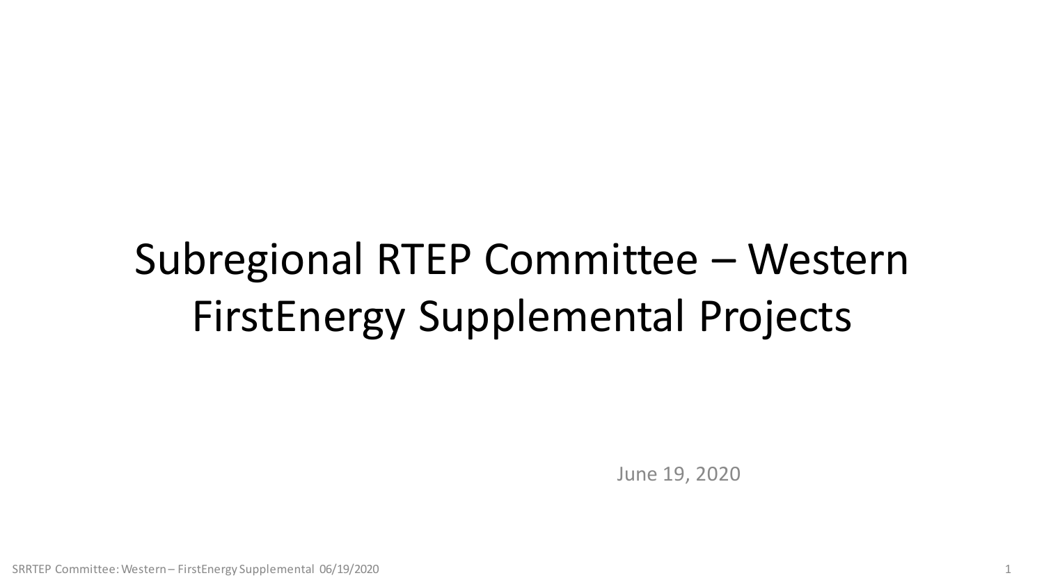# Subregional RTEP Committee – Western FirstEnergy Supplemental Projects

June 19, 2020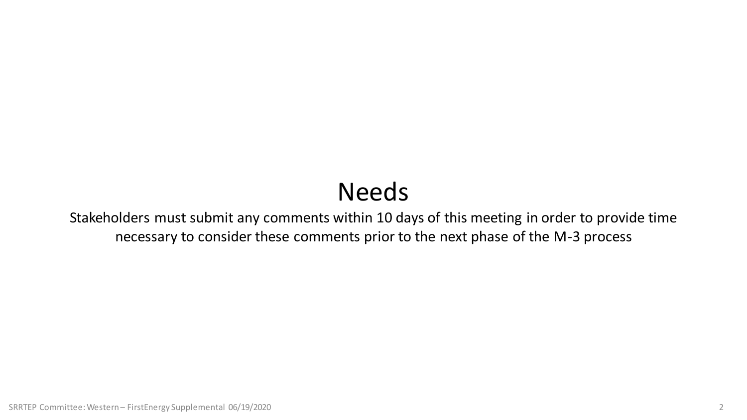# Needs

Stakeholders must submit any comments within 10 days of this meeting in order to provide time necessary to consider these comments prior to the next phase of the M-3 process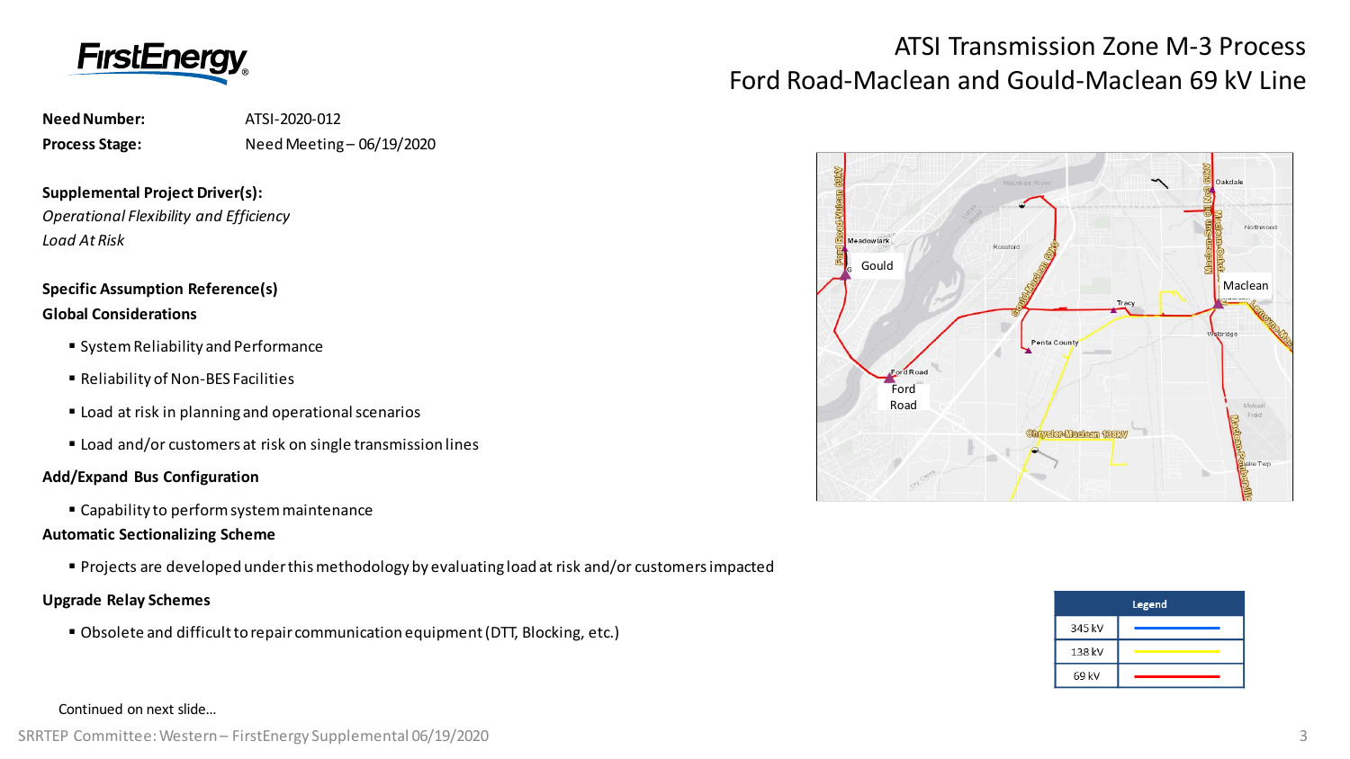# ATSI Transmission Zone M-3 Process
## Ford Road-Maclean and Gould-Maclean 69 kV Line

**Need Number:** ATSI-2020-012

**Process Stage:** Need Meeting – 06/19/2020

**Supplemental Project Driver(s):**

*Operational Flexibility and Efficiency*

*Load At Risk*

**Specific Assumption Reference(s)**

**Global Considerations**

- System Reliability and Performance
- Reliability of Non-BES Facilities
- Load at risk in planning and operational scenarios
- Load and/or customers at risk on single transmission lines

**Add/Expand Bus Configuration**

- Capability to perform system maintenance

**Automatic Sectionalizing Scheme**

- Projects are developed under this methodology by evaluating load at risk and/or customers impacted

**Upgrade Relay Schemes**

- Obsolete and difficult to repair communication equipment (DTT, Blocking, etc.)

| Legend | |
|---|---|
| 345 kV | blue |
| 138 kV | yellow |
| 69 kV | red |

Continued on next slide…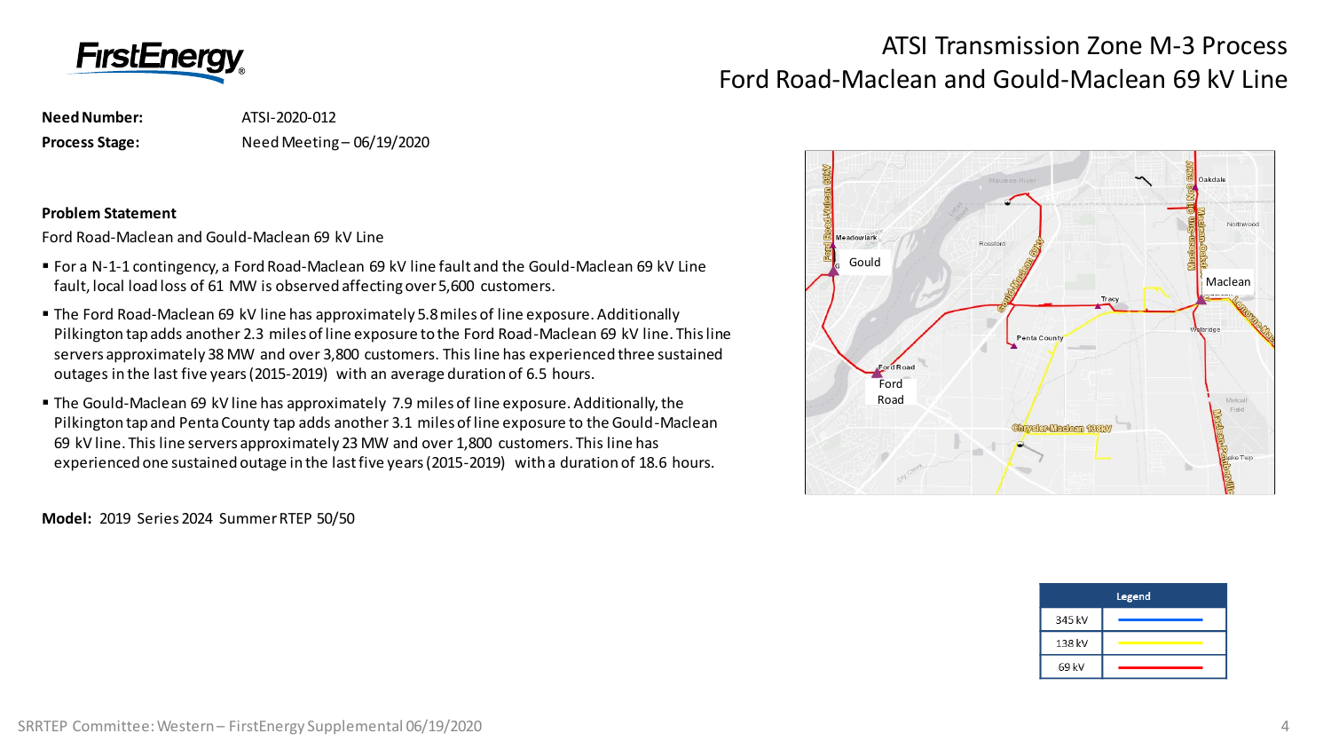# ATSI Transmission Zone M-3 Process
## Ford Road-Maclean and Gould-Maclean 69 kV Line

**Need Number:** ATSI-2020-012

**Process Stage:** Need Meeting – 06/19/2020

**Problem Statement**

Ford Road-Maclean and Gould-Maclean 69 kV Line

- For a N-1-1 contingency, a Ford Road-Maclean 69 kV line fault and the Gould-Maclean 69 kV Line fault, local load loss of 61 MW is observed affecting over 5,600 customers.
- The Ford Road-Maclean 69 kV line has approximately 5.8 miles of line exposure. Additionally Pilkington tap adds another 2.3 miles of line exposure to the Ford Road-Maclean 69 kV line. This line servers approximately 38 MW and over 3,800 customers. This line has experienced three sustained outages in the last five years (2015-2019) with an average duration of 6.5 hours.
- The Gould-Maclean 69 kV line has approximately 7.9 miles of line exposure. Additionally, the Pilkington tap and Penta County tap adds another 3.1 miles of line exposure to the Gould-Maclean 69 kV line. This line servers approximately 23 MW and over 1,800 customers. This line has experienced one sustained outage in the last five years (2015-2019) with a duration of 18.6 hours.

**Model:** 2019 Series 2024 Summer RTEP 50/50

| Legend | |
|---|---|
| 345 kV | blue |
| 138 kV | yellow |
| 69 kV | red |

SRRTEP Committee: Western – FirstEnergy Supplemental 06/19/2020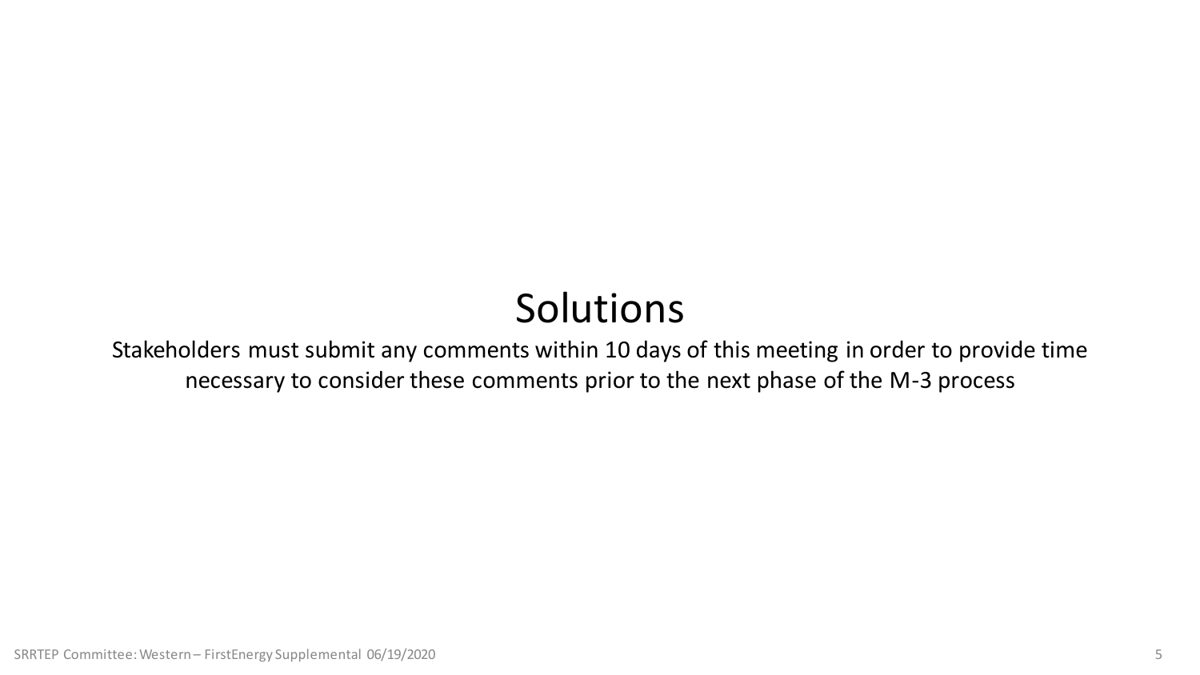# Solutions

Stakeholders must submit any comments within 10 days of this meeting in order to provide time necessary to consider these comments prior to the next phase of the M-3 process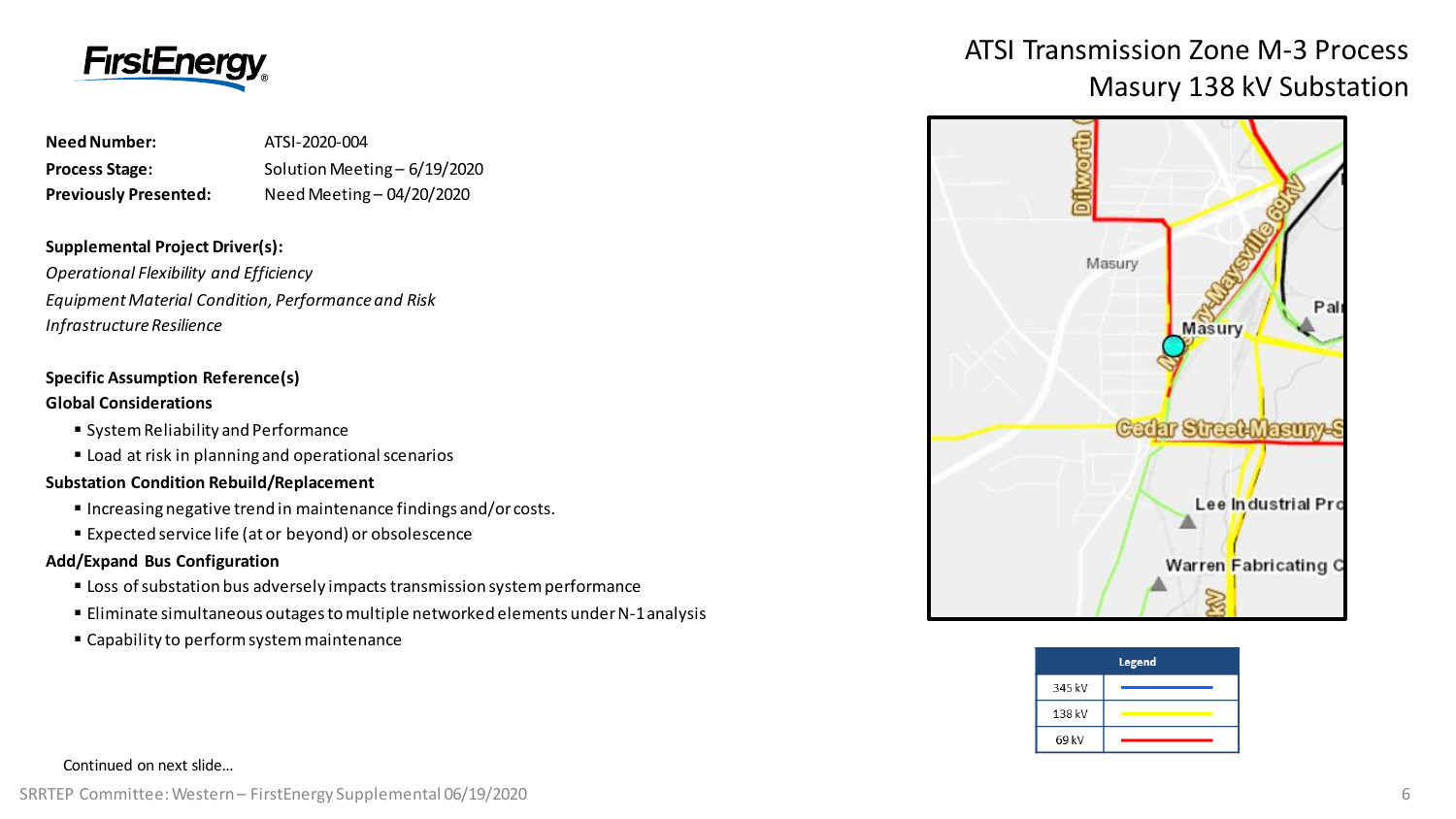# ATSI Transmission Zone M-3 Process
## Masury 138 kV Substation

**Need Number:** ATSI-2020-004

**Process Stage:** Solution Meeting – 6/19/2020

**Previously Presented:** Need Meeting – 04/20/2020

**Supplemental Project Driver(s):**

*Operational Flexibility and Efficiency*

*Equipment Material Condition, Performance and Risk*

*Infrastructure Resilience*

**Specific Assumption Reference(s)**

**Global Considerations**

- System Reliability and Performance
- Load at risk in planning and operational scenarios

**Substation Condition Rebuild/Replacement**

- Increasing negative trend in maintenance findings and/or costs.
- Expected service life (at or beyond) or obsolescence

**Add/Expand Bus Configuration**

- Loss of substation bus adversely impacts transmission system performance
- Eliminate simultaneous outages to multiple networked elements under N-1 analysis
- Capability to perform system maintenance

| Legend | |
|---|---|
| 345 kV | blue line |
| 138 kV | yellow line |
| 69 kV | red line |

Continued on next slide…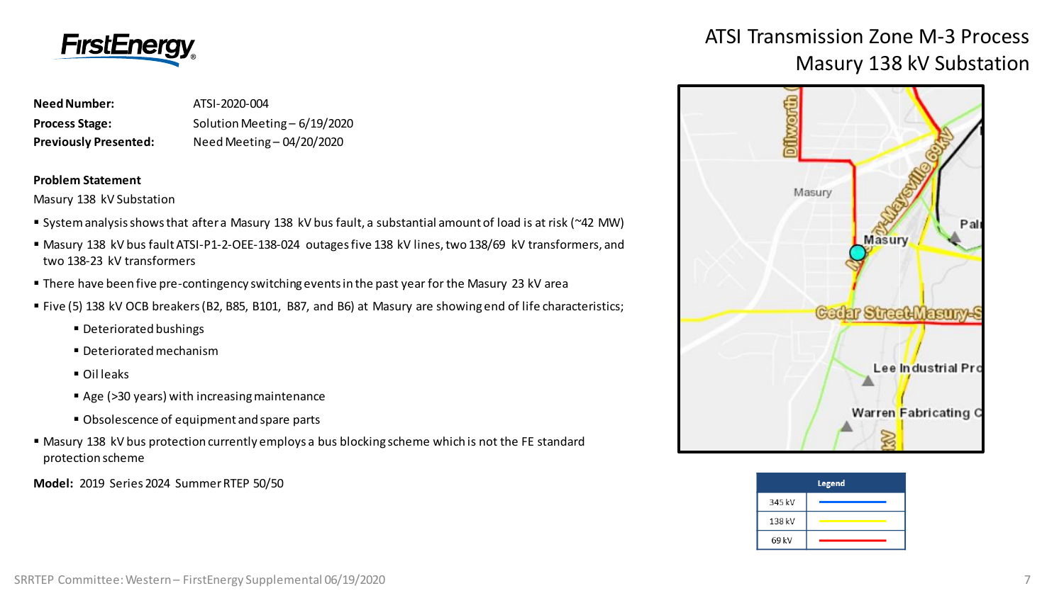# ATSI Transmission Zone M-3 Process
## Masury 138 kV Substation

**Need Number:** ATSI-2020-004

**Process Stage:** Solution Meeting – 6/19/2020

**Previously Presented:** Need Meeting – 04/20/2020

**Problem Statement**

Masury 138 kV Substation

- System analysis shows that after a Masury 138 kV bus fault, a substantial amount of load is at risk (~42 MW)
- Masury 138 kV bus fault ATSI-P1-2-OEE-138-024 outages five 138 kV lines, two 138/69 kV transformers, and two 138-23 kV transformers
- There have been five pre-contingency switching events in the past year for the Masury 23 kV area
- Five (5) 138 kV OCB breakers (B2, B85, B101, B87, and B6) at Masury are showing end of life characteristics;
  - Deteriorated bushings
  - Deteriorated mechanism
  - Oil leaks
  - Age (>30 years) with increasing maintenance
  - Obsolescence of equipment and spare parts
- Masury 138 kV bus protection currently employs a bus blocking scheme which is not the FE standard protection scheme

**Model:** 2019 Series 2024 Summer RTEP 50/50

| Legend | |
|---|---|
| 345 kV | |
| 138 kV | |
| 69 kV | |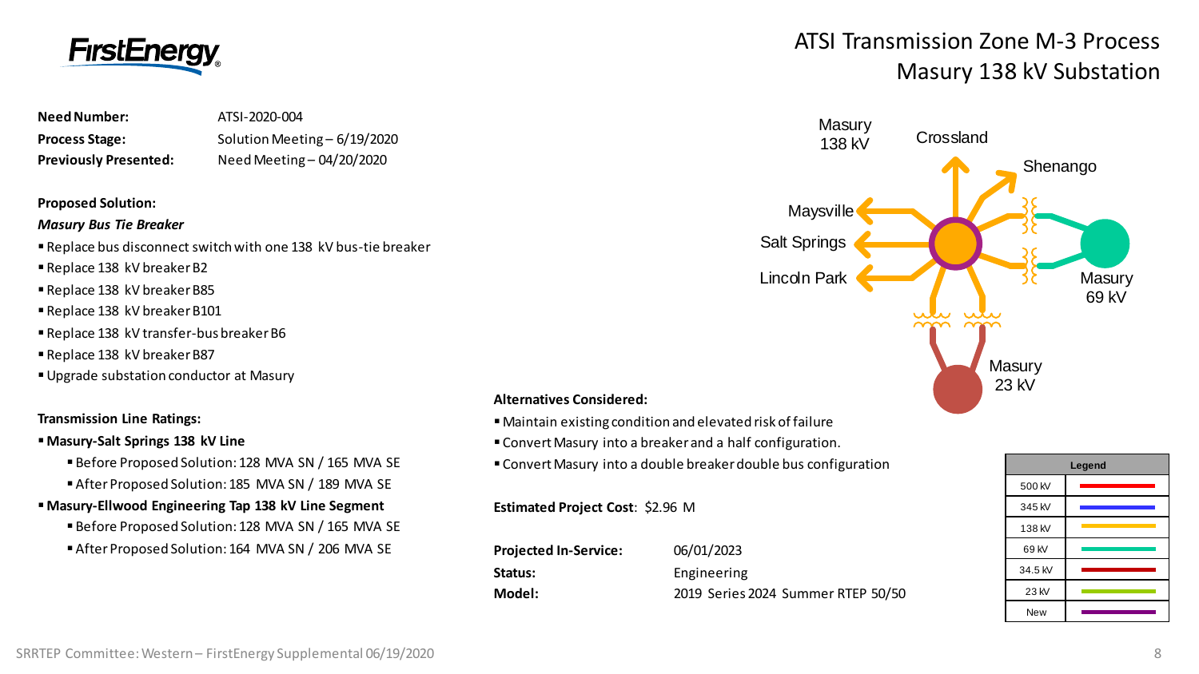# ATSI Transmission Zone M-3 Process
## Masury 138 kV Substation

**Need Number:** ATSI-2020-004
**Process Stage:** Solution Meeting – 6/19/2020
**Previously Presented:** Need Meeting – 04/20/2020

**Proposed Solution:**

***Masury Bus Tie Breaker***

- Replace bus disconnect switch with one 138 kV bus-tie breaker
- Replace 138 kV breaker B2
- Replace 138 kV breaker B85
- Replace 138 kV breaker B101
- Replace 138 kV transfer-bus breaker B6
- Replace 138 kV breaker B87
- Upgrade substation conductor at Masury

**Transmission Line Ratings:**

- **Masury-Salt Springs 138 kV Line**
  - Before Proposed Solution: 128 MVA SN / 165 MVA SE
  - After Proposed Solution: 185 MVA SN / 189 MVA SE
- **Masury-Ellwood Engineering Tap 138 kV Line Segment**
  - Before Proposed Solution: 128 MVA SN / 165 MVA SE
  - After Proposed Solution: 164 MVA SN / 206 MVA SE

**Alternatives Considered:**

- Maintain existing condition and elevated risk of failure
- Convert Masury into a breaker and a half configuration.
- Convert Masury into a double breaker double bus configuration

**Estimated Project Cost**: $2.96 M

**Projected In-Service:** 06/01/2023
**Status:** Engineering
**Model:** 2019 Series 2024 Summer RTEP 50/50

Masury 138 kV, Crossland, Shenango, Maysville, Salt Springs, Lincoln Park, Masury 69 kV, Masury 23 kV

| Legend | |
|---|---|
| 500 kV | |
| 345 kV | |
| 138 kV | |
| 69 kV | |
| 34.5 kV | |
| 23 kV | |
| New | |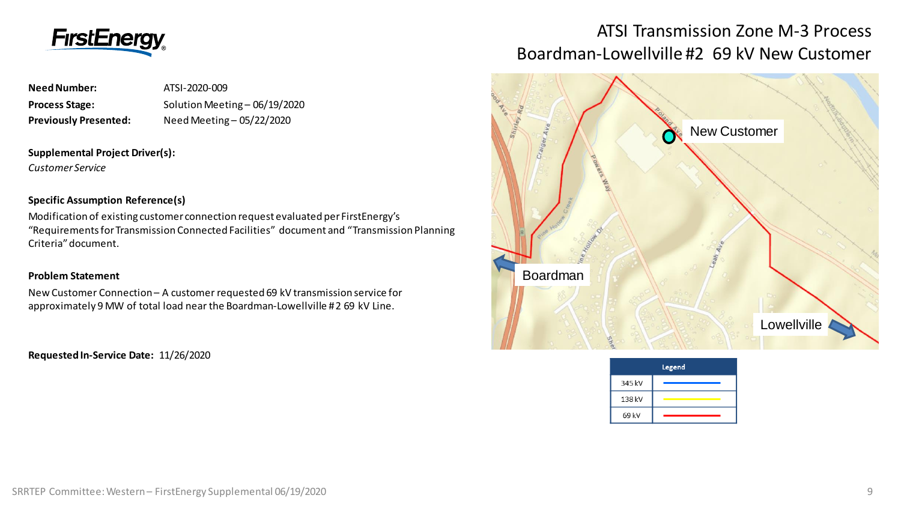# ATSI Transmission Zone M-3 Process
## Boardman-Lowellville #2 69 kV New Customer

**Need Number:** ATSI-2020-009

**Process Stage:** Solution Meeting – 06/19/2020

**Previously Presented:** Need Meeting – 05/22/2020

**Supplemental Project Driver(s):**

*Customer Service*

**Specific Assumption Reference(s)**

Modification of existing customer connection request evaluated per FirstEnergy's "Requirements for Transmission Connected Facilities" document and "Transmission Planning Criteria" document.

**Problem Statement**

New Customer Connection – A customer requested 69 kV transmission service for approximately 9 MW of total load near the Boardman-Lowellville #2 69 kV Line.

**Requested In-Service Date:** 11/26/2020

New Customer

Boardman

Lowellville

| Legend | |
|---|---|
| 345 kV | |
| 138 kV | |
| 69 kV | |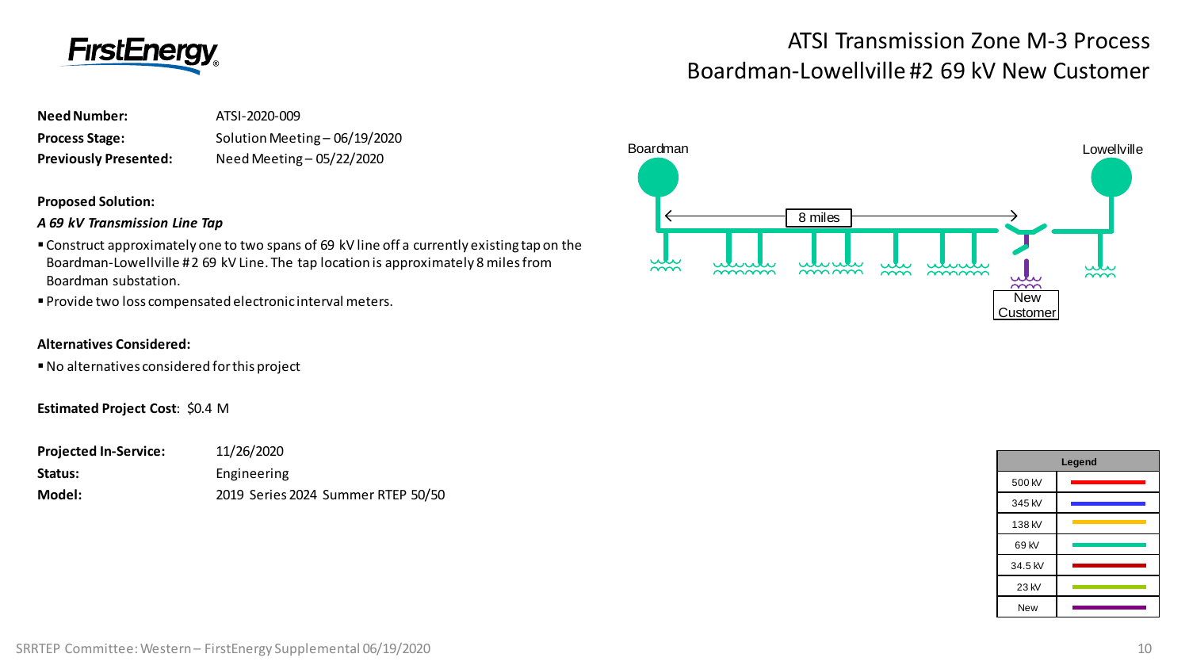# ATSI Transmission Zone M-3 Process
## Boardman-Lowellville #2 69 kV New Customer

**Need Number:** ATSI-2020-009

**Process Stage:** Solution Meeting – 06/19/2020

**Previously Presented:** Need Meeting – 05/22/2020

**Proposed Solution:**

***A 69 kV Transmission Line Tap***

- Construct approximately one to two spans of 69 kV line off a currently existing tap on the Boardman-Lowellville #2 69 kV Line. The tap location is approximately 8 miles from Boardman substation.
- Provide two loss compensated electronic interval meters.

**Alternatives Considered:**

- No alternatives considered for this project

**Estimated Project Cost**: $0.4 M

**Projected In-Service:** 11/26/2020

**Status:** Engineering

**Model:** 2019 Series 2024 Summer RTEP 50/50

Boardman — 8 miles — Lowellville

New Customer

| Legend | |
|---|---|
| 500 kV | |
| 345 kV | |
| 138 kV | |
| 69 kV | |
| 34.5 kV | |
| 23 kV | |
| New | |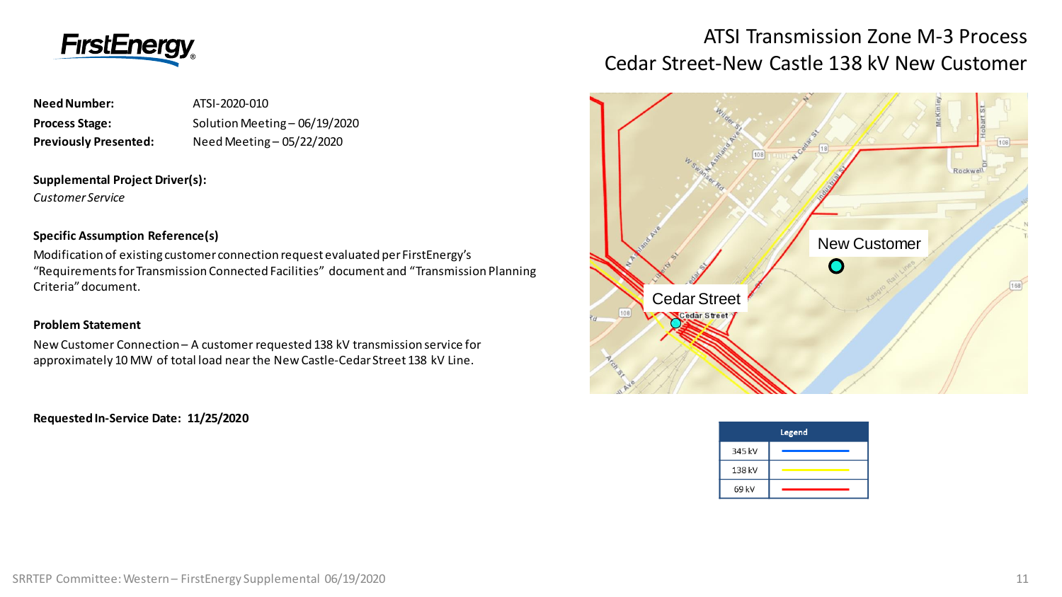# ATSI Transmission Zone M-3 Process
## Cedar Street-New Castle 138 kV New Customer

**Need Number:** ATSI-2020-010

**Process Stage:** Solution Meeting – 06/19/2020

**Previously Presented:** Need Meeting – 05/22/2020

**Supplemental Project Driver(s):**
*Customer Service*

**Specific Assumption Reference(s)**

Modification of existing customer connection request evaluated per FirstEnergy's "Requirements for Transmission Connected Facilities" document and "Transmission Planning Criteria" document.

**Problem Statement**

New Customer Connection – A customer requested 138 kV transmission service for approximately 10 MW of total load near the New Castle-Cedar Street 138 kV Line.

**Requested In-Service Date: 11/25/2020**

| Legend | |
|---|---|
| 345 kV | |
| 138 kV | |
| 69 kV | |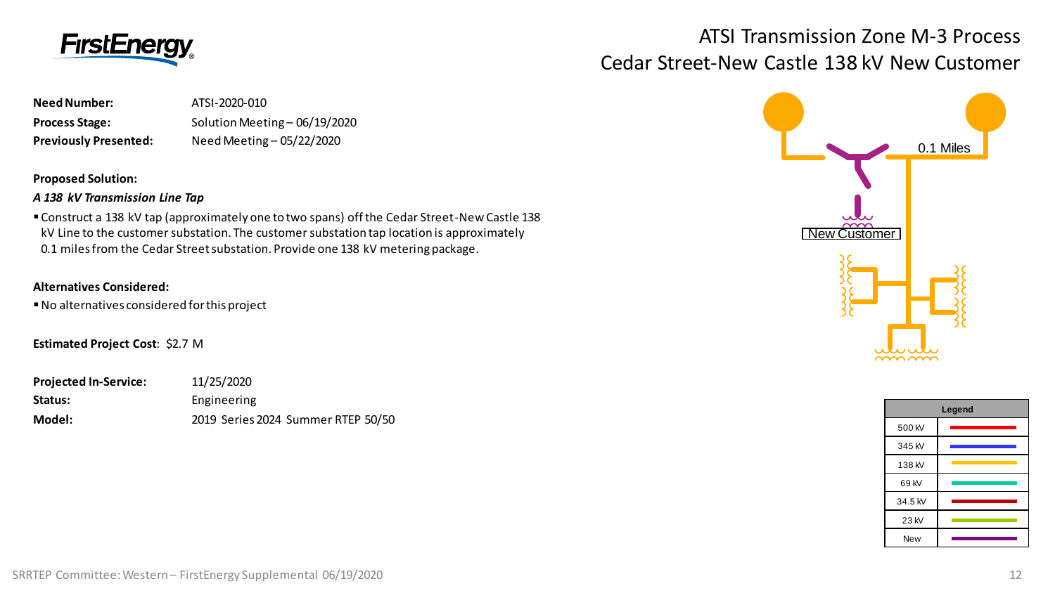# ATSI Transmission Zone M-3 Process
## Cedar Street-New Castle 138 kV New Customer

**Need Number:** ATSI-2020-010

**Process Stage:** Solution Meeting – 06/19/2020

**Previously Presented:** Need Meeting – 05/22/2020

**Proposed Solution:**

***A 138 kV Transmission Line Tap***

- Construct a 138 kV tap (approximately one to two spans) off the Cedar Street-New Castle 138 kV Line to the customer substation. The customer substation tap location is approximately 0.1 miles from the Cedar Street substation. Provide one 138 kV metering package.

**Alternatives Considered:**

- No alternatives considered for this project

**Estimated Project Cost**: $2.7 M

**Projected In-Service:** 11/25/2020

**Status:** Engineering

**Model:** 2019 Series 2024 Summer RTEP 50/50

0.1 Miles

New Customer

| Legend | |
|---|---|
| 500 kV | red |
| 345 kV | blue |
| 138 kV | orange |
| 69 kV | green |
| 34.5 kV | dark red |
| 23 kV | light green |
| New | purple |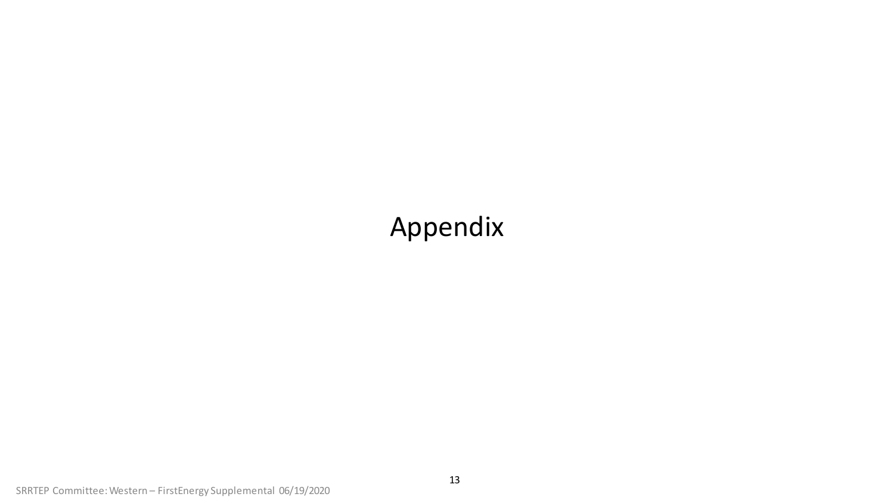# Appendix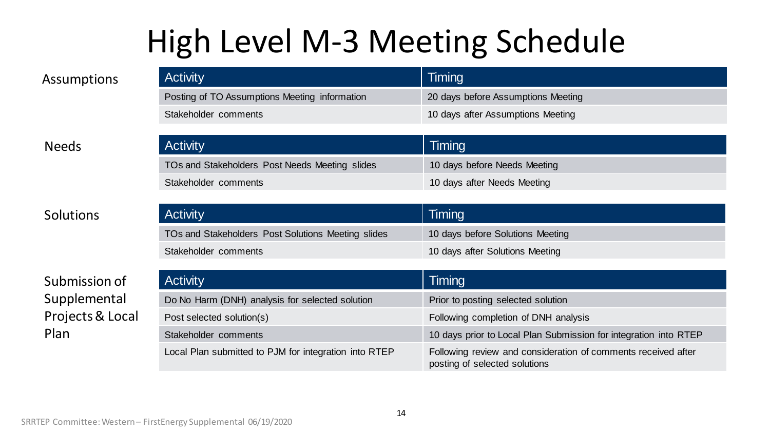# High Level M-3 Meeting Schedule

## Assumptions

| Activity | Timing |
|---|---|
| Posting of TO Assumptions Meeting information | 20 days before Assumptions Meeting |
| Stakeholder comments | 10 days after Assumptions Meeting |

## Needs

| Activity | Timing |
|---|---|
| TOs and Stakeholders Post Needs Meeting slides | 10 days before Needs Meeting |
| Stakeholder comments | 10 days after Needs Meeting |

## Solutions

| Activity | Timing |
|---|---|
| TOs and Stakeholders Post Solutions Meeting slides | 10 days before Solutions Meeting |
| Stakeholder comments | 10 days after Solutions Meeting |

## Submission of Supplemental Projects & Local Plan

| Activity | Timing |
|---|---|
| Do No Harm (DNH) analysis for selected solution | Prior to posting selected solution |
| Post selected solution(s) | Following completion of DNH analysis |
| Stakeholder comments | 10 days prior to Local Plan Submission for integration into RTEP |
| Local Plan submitted to PJM for integration into RTEP | Following review and consideration of comments received after posting of selected solutions |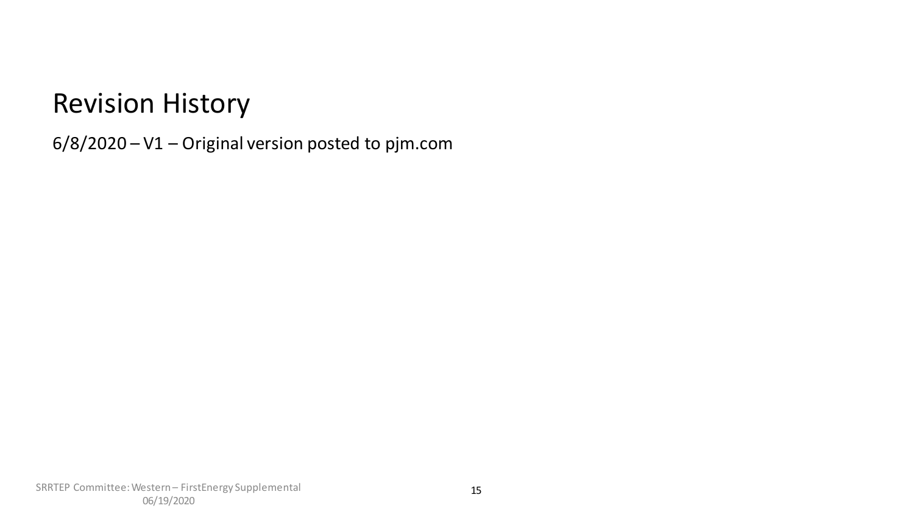# Revision History

6/8/2020 – V1 – Original version posted to pjm.com